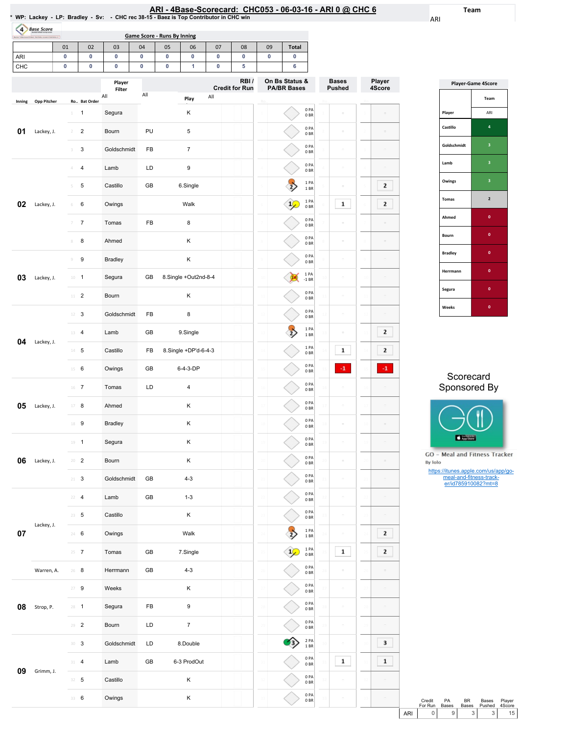# ARI - 4Base-Scorecard: CHC053 - 06-03-16 - ARI 0 @ CHC 6

\* WP: Lackey - LP: Bradley - Sv: - CHC rec 38-15 - Baez is Top Contributor in CHC win

Team: ARI

## Game Score - Runs By Inning

| | 01 | 02 | 03 | 04 | 05 | 06 | 07 | 08 | 09 | Total |
|---|---|---|---|---|---|---|---|---|---|---|
| ARI | 0 | 0 | 0 | 0 | 0 | 0 | 0 | 0 | 0 | 0 |
| CHC | 0 | 0 | 0 | 0 | 0 | 1 | 0 | 5 | | 6 |

| Inning | Opp Pitcher | Ro.. | Bat Order | Player | RBI / Credit for Run | Play | On Bs Status & PA/BR Bases | Bases Pushed | Player 4Score |
|---|---|---|---|---|---|---|---|---|---|
| 01 | Lackey, J. | 1 | 1 | Segura | | K | 0 PA 0 BR | | |
| | | 2 | 2 | Bourn | PU | 5 | 0 PA 0 BR | | |
| | | 3 | 3 | Goldschmidt | FB | 7 | 0 PA 0 BR | | |
| 02 | Lackey, J. | 4 | 4 | Lamb | LD | 9 | 0 PA 0 BR | | |
| | | 5 | 5 | Castillo | GB | 6.Single | 1 PA 1 BR | | 2 |
| | | 6 | 6 | Owings | | Walk | 1 PA 0 BR | 1 | 2 |
| | | 7 | 7 | Tomas | FB | 8 | 0 PA 0 BR | | |
| | | 8 | 8 | Ahmed | | K | 0 PA 0 BR | | |
| 03 | Lackey, J. | 9 | 9 | Bradley | | K | 0 PA 0 BR | | |
| | | 10 | 1 | Segura | GB | 8.Single +Out2nd-8-4 | 1 PA -1 BR | | |
| | | 11 | 2 | Bourn | | K | 0 PA 0 BR | | |
| 04 | Lackey, J. | 12 | 3 | Goldschmidt | FB | 8 | 0 PA 0 BR | | |
| | | 13 | 4 | Lamb | GB | 9.Single | 1 PA 1 BR | | 2 |
| | | 14 | 5 | Castillo | FB | 8.Single +DP'd-6-4-3 | 1 PA 0 BR | 1 | 2 |
| | | 15 | 6 | Owings | GB | 6-4-3-DP | 0 PA 0 BR | -1 | -1 |
| 05 | Lackey, J. | 16 | 7 | Tomas | LD | 4 | 0 PA 0 BR | | |
| | | 17 | 8 | Ahmed | | K | 0 PA 0 BR | | |
| | | 18 | 9 | Bradley | | K | 0 PA 0 BR | | |
| 06 | Lackey, J. | 19 | 1 | Segura | | K | 0 PA 0 BR | | |
| | | 20 | 2 | Bourn | | K | 0 PA 0 BR | | |
| | | 21 | 3 | Goldschmidt | GB | 4-3 | 0 PA 0 BR | | |
| 07 | Lackey, J. | 22 | 4 | Lamb | GB | 1-3 | 0 PA 0 BR | | |
| | | 23 | 5 | Castillo | | K | 0 PA 0 BR | | |
| | | 24 | 6 | Owings | | Walk | 1 PA 1 BR | | 2 |
| | | 25 | 7 | Tomas | GB | 7.Single | 1 PA 0 BR | 1 | 2 |
| | Warren, A. | 26 | 8 | Herrmann | GB | 4-3 | 0 PA 0 BR | | |
| 08 | Strop, P. | 27 | 9 | Weeks | | K | 0 PA 0 BR | | |
| | | 28 | 1 | Segura | FB | 9 | 0 PA 0 BR | | |
| | | 29 | 2 | Bourn | LD | 7 | 0 PA 0 BR | | |
| 09 | Grimm, J. | 30 | 3 | Goldschmidt | LD | 8.Double | 2 PA 1 BR | | 3 |
| | | 31 | 4 | Lamb | GB | 6-3 ProdOut | 0 PA 0 BR | 1 | 1 |
| | | 32 | 5 | Castillo | | K | 0 PA 0 BR | | |
| | | 33 | 6 | Owings | | K | 0 PA 0 BR | | |

## Player-Game 4Score

| Player | ARI |
|---|---|
| Castillo | 4 |
| Goldschmidt | 3 |
| Lamb | 3 |
| Owings | 3 |
| Tomas | 2 |
| Ahmed | 0 |
| Bourn | 0 |
| Bradley | 0 |
| Herrmann | 0 |
| Segura | 0 |
| Weeks | 0 |

Scorecard Sponsored By

GO - Meal and Fitness Tracker
By Iolo
https://itunes.apple.com/us/app/go-meal-and-fitness-track-er/id785910082?mt=8

| | Credit For Run | PA Bases | BR Bases | Bases Pushed | Player 4Score |
|---|---|---|---|---|---|
| ARI | 0 | 9 | 3 | 3 | 15 |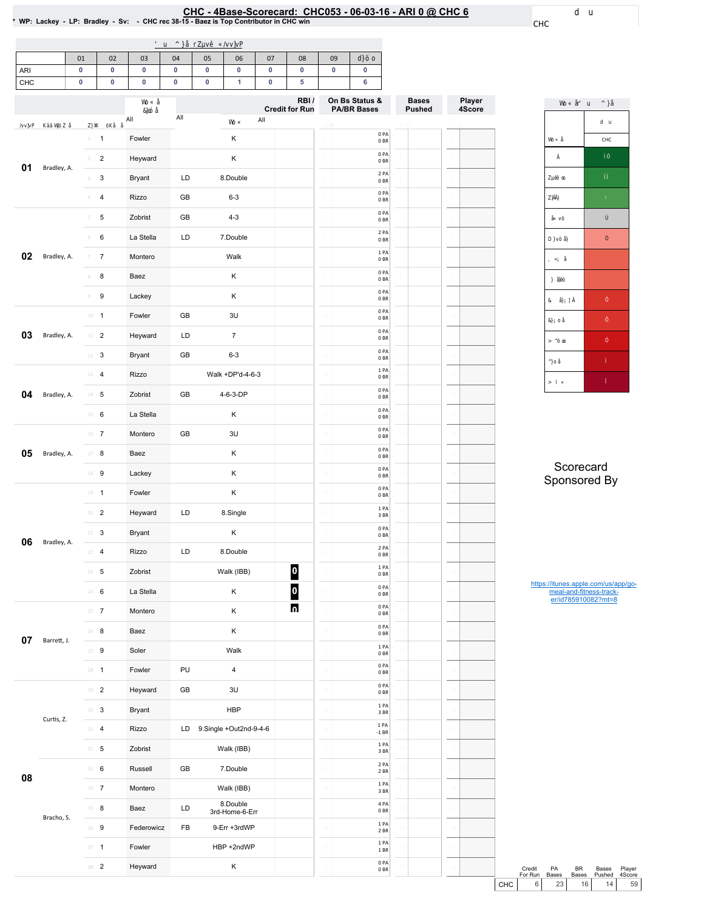# CHC - 4Base-Scorecard: CHC053 - 06-03-16 - ARI 0 @ CHC 6

\* WP: Lackey - LP: Bradley - Sv: - CHC rec 38-15 - Baez is Top Contributor in CHC win

CHC

| | 01 | 02 | 03 | 04 | 05 | 06 | 07 | 08 | 09 | |
|---|---|---|---|---|---|---|---|---|---|---|
| ARI | 0 | 0 | 0 | 0 | 0 | 0 | 0 | 0 | 0 | 0 |
| CHC | 0 | 0 | 0 | 0 | 0 | 1 | 0 | 5 | | 6 |

| Inning | Pitcher | # | Batter | | Result | RBI / Credit for Run | On Bs Status & PA/BR Bases | Bases Pushed | Player 4Score |
|---|---|---|---|---|---|---|---|---|---|
| 01 | Bradley, A. | 1 | Fowler | | K | | 0 PA 0 BR | | |
| | | 2 | Heyward | | K | | 0 PA 0 BR | | |
| | | 3 | Bryant | LD | 8.Double | | 2 PA 0 BR | | |
| | | 4 | Rizzo | GB | 6-3 | | 0 PA 0 BR | | |
| 02 | Bradley, A. | 5 | Zobrist | GB | 4-3 | | 0 PA 0 BR | | |
| | | 6 | La Stella | LD | 7.Double | | 2 PA 0 BR | | |
| | | 7 | Montero | | Walk | | 1 PA 0 BR | | |
| | | 8 | Baez | | K | | 0 PA 0 BR | | |
| | | 9 | Lackey | | K | | 0 PA 0 BR | | |
| 03 | Bradley, A. | 1 | Fowler | GB | 3U | | 0 PA 0 BR | | |
| | | 2 | Heyward | LD | 7 | | 0 PA 0 BR | | |
| | | 3 | Bryant | GB | 6-3 | | 0 PA 0 BR | | |
| 04 | Bradley, A. | 4 | Rizzo | | Walk +DP'd-4-6-3 | | 1 PA 0 BR | | |
| | | 5 | Zobrist | GB | 4-6-3-DP | | 0 PA 0 BR | | |
| | | 6 | La Stella | | K | | 0 PA 0 BR | | |
| 05 | Bradley, A. | 7 | Montero | GB | 3U | | 0 PA 0 BR | | |
| | | 8 | Baez | | K | | 0 PA 0 BR | | |
| | | 9 | Lackey | | K | | 0 PA 0 BR | | |
| 06 | Bradley, A. | 1 | Fowler | | K | | 0 PA 0 BR | | |
| | | 2 | Heyward | LD | 8.Single | | 1 PA 3 BR | | |
| | | 3 | Bryant | | K | | 0 PA 0 BR | | |
| | | 4 | Rizzo | LD | 8.Double | | 2 PA 0 BR | | |
| | | 5 | Zobrist | | Walk (IBB) | 0 | 1 PA 0 BR | | |
| | | 6 | La Stella | | K | 0 | 0 PA 0 BR | | |
| 07 | Barrett, J. | 7 | Montero | | K | 0 | 0 PA 0 BR | | |
| | | 8 | Baez | | K | | 0 PA 0 BR | | |
| | | 9 | Soler | | Walk | | 1 PA 0 BR | | |
| | | 1 | Fowler | PU | 4 | | 0 PA 0 BR | | |
| 08 | Curtis, Z. | 2 | Heyward | GB | 3U | | 0 PA 0 BR | | |
| | | 3 | Bryant | | HBP | | 1 PA 3 BR | | |
| | | 4 | Rizzo | LD | 9.Single +Out2nd-9-4-6 | | 1 PA -1 BR | | |
| | | 5 | Zobrist | | Walk (IBB) | | 1 PA 3 BR | | |
| | Bracho, S. | 6 | Russell | GB | 7.Double | | 2 PA 2 BR | | |
| | | 7 | Montero | | Walk (IBB) | | 1 PA 3 BR | | |
| | | 8 | Baez | LD | 8.Double 3rd-Home-6-Err | | 4 PA 0 BR | | |
| | | 9 | Federowicz | FB | 9-Err +3rdWP | | 1 PA 2 BR | | |
| | | 1 | Fowler | | HBP +2ndWP | | 1 PA 1 BR | | |
| | | 2 | Heyward | | K | | 0 PA 0 BR | | |

Scorecard Sponsored By

https://itunes.apple.com/us/app/go-meal-and-fitness-track-er/id785910082?mt=8

| | Credit For Run | PA Bases | BR Bases | Bases Pushed | Player 4Score |
|---|---|---|---|---|---|
| CHC | 6 | 23 | 16 | 14 | 59 |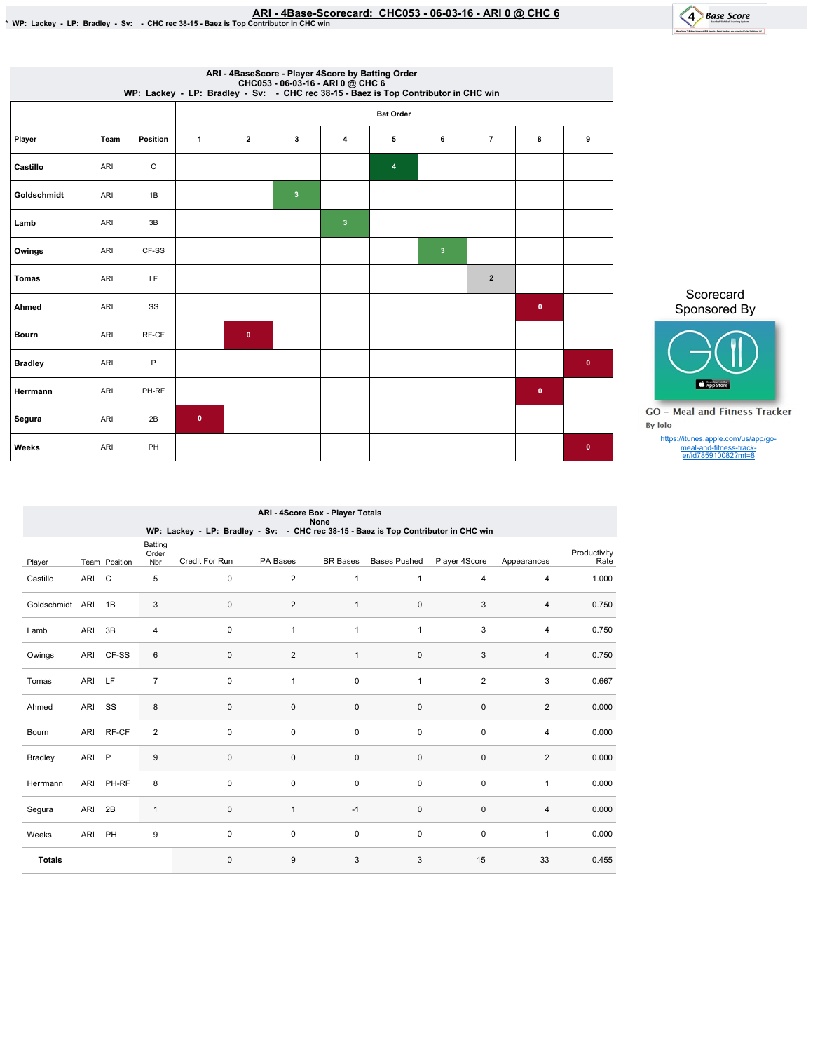# ARI - 4Base-Scorecard: CHC053 - 06-03-16 - ARI 0 @ CHC 6

\* WP: Lackey - LP: Bradley - Sv: - CHC rec 38-15 - Baez is Top Contributor in CHC win

## ARI - 4BaseScore - Player 4Score by Batting Order

CHC053 - 06-03-16 - ARI 0 @ CHC 6

WP: Lackey - LP: Bradley - Sv: - CHC rec 38-15 - Baez is Top Contributor in CHC win

| Player | Team | Position | Bat Order 1 | 2 | 3 | 4 | 5 | 6 | 7 | 8 | 9 |
|---|---|---|---|---|---|---|---|---|---|---|---|
| Castillo | ARI | C | | | | | 4 | | | | |
| Goldschmidt | ARI | 1B | | | 3 | | | | | | |
| Lamb | ARI | 3B | | | | 3 | | | | | |
| Owings | ARI | CF-SS | | | | | | 3 | | | |
| Tomas | ARI | LF | | | | | | | 2 | | |
| Ahmed | ARI | SS | | | | | | | | 0 | |
| Bourn | ARI | RF-CF | | 0 | | | | | | | |
| Bradley | ARI | P | | | | | | | | | 0 |
| Herrmann | ARI | PH-RF | | | | | | | | 0 | |
| Segura | ARI | 2B | 0 | | | | | | | | |
| Weeks | ARI | PH | | | | | | | | | 0 |

Scorecard Sponsored By

GO – Meal and Fitness Tracker

By Iolo

https://itunes.apple.com/us/app/go-meal-and-fitness-track-er/id785910082?mt=8

## ARI - 4Score Box - Player Totals

None

WP: Lackey - LP: Bradley - Sv: - CHC rec 38-15 - Baez is Top Contributor in CHC win

| Player | Team | Position | Batting Order Nbr | Credit For Run | PA Bases | BR Bases | Bases Pushed | Player 4Score | Appearances | Productivity Rate |
|---|---|---|---|---|---|---|---|---|---|---|
| Castillo | ARI | C | 5 | 0 | 2 | 1 | 1 | 4 | 4 | 1.000 |
| Goldschmidt | ARI | 1B | 3 | 0 | 2 | 1 | 0 | 3 | 4 | 0.750 |
| Lamb | ARI | 3B | 4 | 0 | 1 | 1 | 1 | 3 | 4 | 0.750 |
| Owings | ARI | CF-SS | 6 | 0 | 2 | 1 | 0 | 3 | 4 | 0.750 |
| Tomas | ARI | LF | 7 | 0 | 1 | 0 | 1 | 2 | 3 | 0.667 |
| Ahmed | ARI | SS | 8 | 0 | 0 | 0 | 0 | 0 | 2 | 0.000 |
| Bourn | ARI | RF-CF | 2 | 0 | 0 | 0 | 0 | 0 | 4 | 0.000 |
| Bradley | ARI | P | 9 | 0 | 0 | 0 | 0 | 0 | 2 | 0.000 |
| Herrmann | ARI | PH-RF | 8 | 0 | 0 | 0 | 0 | 0 | 1 | 0.000 |
| Segura | ARI | 2B | 1 | 0 | 1 | -1 | 0 | 0 | 4 | 0.000 |
| Weeks | ARI | PH | 9 | 0 | 0 | 0 | 0 | 0 | 1 | 0.000 |
| **Totals** | | | | 0 | 9 | 3 | 3 | 15 | 33 | 0.455 |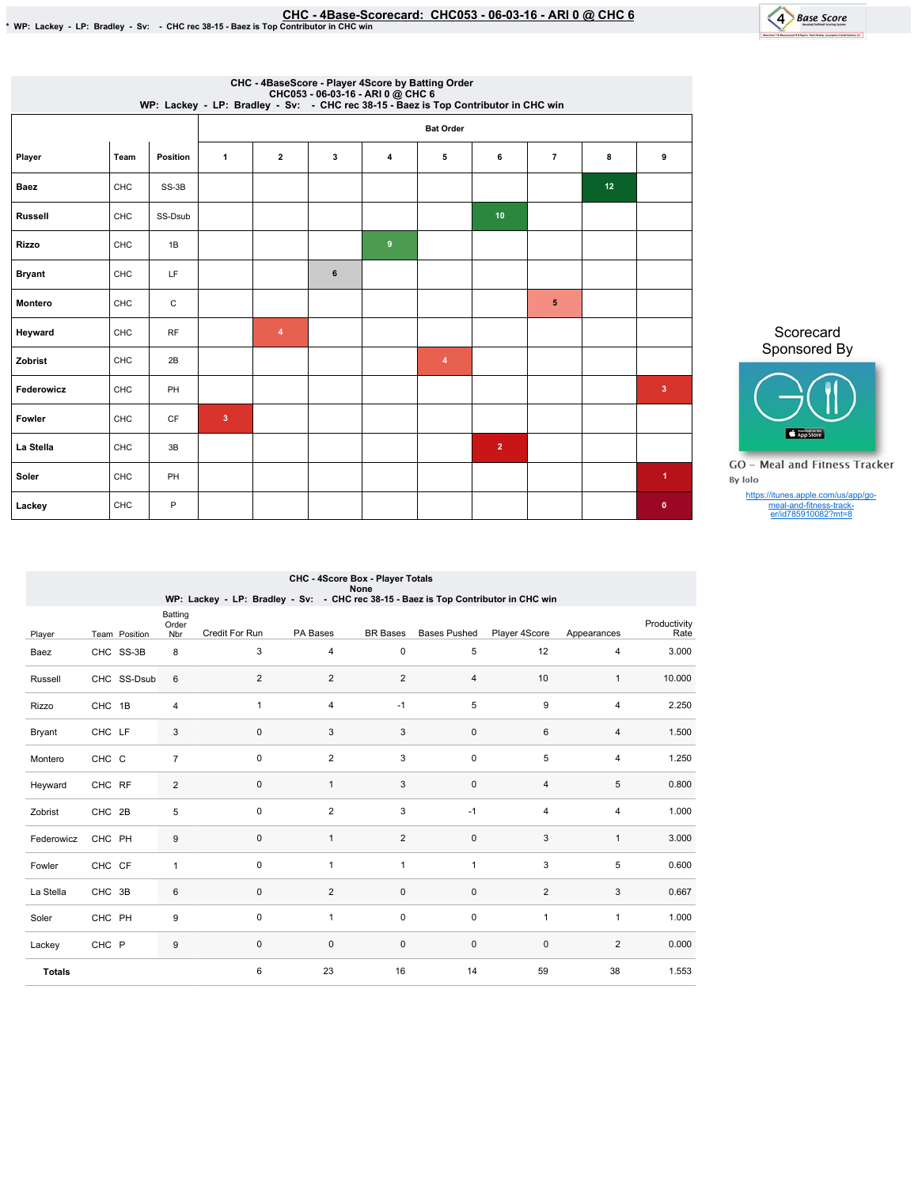# CHC - 4Base-Scorecard: CHC053 - 06-03-16 - ARI 0 @ CHC 6

* WP: Lackey - LP: Bradley - Sv: - CHC rec 38-15 - Baez is Top Contributor in CHC win

## CHC - 4BaseScore - Player 4Score by Batting Order

CHC053 - 06-03-16 - ARI 0 @ CHC 6

WP: Lackey - LP: Bradley - Sv: - CHC rec 38-15 - Baez is Top Contributor in CHC win

| Player | Team | Position | Bat Order 1 | 2 | 3 | 4 | 5 | 6 | 7 | 8 | 9 |
|---|---|---|---|---|---|---|---|---|---|---|---|
| Baez | CHC | SS-3B | | | | | | | | 12 | |
| Russell | CHC | SS-Dsub | | | | | | 10 | | | |
| Rizzo | CHC | 1B | | | | 9 | | | | | |
| Bryant | CHC | LF | | | 6 | | | | | | |
| Montero | CHC | C | | | | | | | 5 | | |
| Heyward | CHC | RF | | 4 | | | | | | | |
| Zobrist | CHC | 2B | | | | | 4 | | | | |
| Federowicz | CHC | PH | | | | | | | | | 3 |
| Fowler | CHC | CF | 3 | | | | | | | | |
| La Stella | CHC | 3B | | | | | | 2 | | | |
| Soler | CHC | PH | | | | | | | | | 1 |
| Lackey | CHC | P | | | | | | | | | 0 |

Scorecard Sponsored By

GO – Meal and Fitness Tracker

By Iolo

https://itunes.apple.com/us/app/go-meal-and-fitness-track-er/id785910082?mt=8

## CHC - 4Score Box - Player Totals

None

WP: Lackey - LP: Bradley - Sv: - CHC rec 38-15 - Baez is Top Contributor in CHC win

| Player | Team | Position | Batting Order Nbr | Credit For Run | PA Bases | BR Bases | Bases Pushed | Player 4Score | Appearances | Productivity Rate |
|---|---|---|---|---|---|---|---|---|---|---|
| Baez | CHC | SS-3B | 8 | 3 | 4 | 0 | 5 | 12 | 4 | 3.000 |
| Russell | CHC | SS-Dsub | 6 | 2 | 2 | 2 | 4 | 10 | 1 | 10.000 |
| Rizzo | CHC | 1B | 4 | 1 | 4 | -1 | 5 | 9 | 4 | 2.250 |
| Bryant | CHC | LF | 3 | 0 | 3 | 3 | 0 | 6 | 4 | 1.500 |
| Montero | CHC | C | 7 | 0 | 2 | 3 | 0 | 5 | 4 | 1.250 |
| Heyward | CHC | RF | 2 | 0 | 1 | 3 | 0 | 4 | 5 | 0.800 |
| Zobrist | CHC | 2B | 5 | 0 | 2 | 3 | -1 | 4 | 4 | 1.000 |
| Federowicz | CHC | PH | 9 | 0 | 1 | 2 | 0 | 3 | 1 | 3.000 |
| Fowler | CHC | CF | 1 | 0 | 1 | 1 | 1 | 3 | 5 | 0.600 |
| La Stella | CHC | 3B | 6 | 0 | 2 | 0 | 0 | 2 | 3 | 0.667 |
| Soler | CHC | PH | 9 | 0 | 1 | 0 | 0 | 1 | 1 | 1.000 |
| Lackey | CHC | P | 9 | 0 | 0 | 0 | 0 | 0 | 2 | 0.000 |
| **Totals** | | | | 6 | 23 | 16 | 14 | 59 | 38 | 1.553 |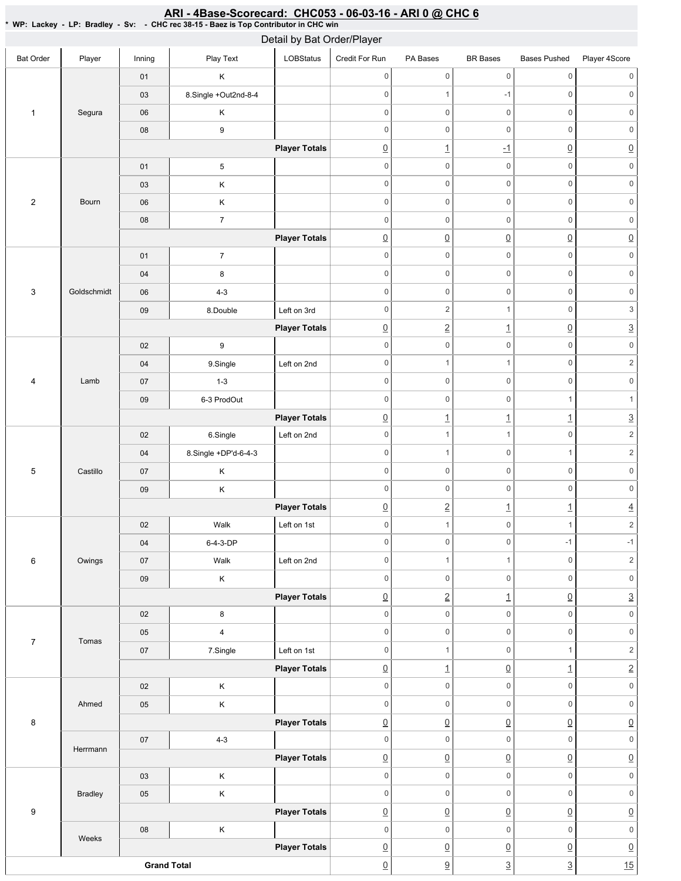# ARI - 4Base-Scorecard: CHC053 - 06-03-16 - ARI 0 @ CHC 6

**\* WP: Lackey - LP: Bradley - Sv: - CHC rec 38-15 - Baez is Top Contributor in CHC win**

## Detail by Bat Order/Player

| Bat Order | Player | Inning | Play Text | LOBStatus | Credit For Run | PA Bases | BR Bases | Bases Pushed | Player 4Score |
|---|---|---|---|---|---|---|---|---|---|
| 1 | Segura | 01 | K | | 0 | 0 | 0 | 0 | 0 |
| | | 03 | 8.Single +Out2nd-8-4 | | 0 | 1 | -1 | 0 | 0 |
| | | 06 | K | | 0 | 0 | 0 | 0 | 0 |
| | | 08 | 9 | | 0 | 0 | 0 | 0 | 0 |
| | | | | **Player Totals** | 0 | 1 | -1 | 0 | 0 |
| 2 | Bourn | 01 | 5 | | 0 | 0 | 0 | 0 | 0 |
| | | 03 | K | | 0 | 0 | 0 | 0 | 0 |
| | | 06 | K | | 0 | 0 | 0 | 0 | 0 |
| | | 08 | 7 | | 0 | 0 | 0 | 0 | 0 |
| | | | | **Player Totals** | 0 | 0 | 0 | 0 | 0 |
| 3 | Goldschmidt | 01 | 7 | | 0 | 0 | 0 | 0 | 0 |
| | | 04 | 8 | | 0 | 0 | 0 | 0 | 0 |
| | | 06 | 4-3 | | 0 | 0 | 0 | 0 | 0 |
| | | 09 | 8.Double | Left on 3rd | 0 | 2 | 1 | 0 | 3 |
| | | | | **Player Totals** | 0 | 2 | 1 | 0 | 3 |
| 4 | Lamb | 02 | 9 | | 0 | 0 | 0 | 0 | 0 |
| | | 04 | 9.Single | Left on 2nd | 0 | 1 | 1 | 0 | 2 |
| | | 07 | 1-3 | | 0 | 0 | 0 | 0 | 0 |
| | | 09 | 6-3 ProdOut | | 0 | 0 | 0 | 1 | 1 |
| | | | | **Player Totals** | 0 | 1 | 1 | 1 | 3 |
| 5 | Castillo | 02 | 6.Single | Left on 2nd | 0 | 1 | 1 | 0 | 2 |
| | | 04 | 8.Single +DP'd-6-4-3 | | 0 | 1 | 0 | 1 | 2 |
| | | 07 | K | | 0 | 0 | 0 | 0 | 0 |
| | | 09 | K | | 0 | 0 | 0 | 0 | 0 |
| | | | | **Player Totals** | 0 | 2 | 1 | 1 | 4 |
| 6 | Owings | 02 | Walk | Left on 1st | 0 | 1 | 0 | 1 | 2 |
| | | 04 | 6-4-3-DP | | 0 | 0 | 0 | -1 | -1 |
| | | 07 | Walk | Left on 2nd | 0 | 1 | 1 | 0 | 2 |
| | | 09 | K | | 0 | 0 | 0 | 0 | 0 |
| | | | | **Player Totals** | 0 | 2 | 1 | 0 | 3 |
| 7 | Tomas | 02 | 8 | | 0 | 0 | 0 | 0 | 0 |
| | | 05 | 4 | | 0 | 0 | 0 | 0 | 0 |
| | | 07 | 7.Single | Left on 1st | 0 | 1 | 0 | 1 | 2 |
| | | | | **Player Totals** | 0 | 1 | 0 | 1 | 2 |
| 8 | Ahmed | 02 | K | | 0 | 0 | 0 | 0 | 0 |
| | | 05 | K | | 0 | 0 | 0 | 0 | 0 |
| | | | | **Player Totals** | 0 | 0 | 0 | 0 | 0 |
| | Herrmann | 07 | 4-3 | | 0 | 0 | 0 | 0 | 0 |
| | | | | **Player Totals** | 0 | 0 | 0 | 0 | 0 |
| 9 | Bradley | 03 | K | | 0 | 0 | 0 | 0 | 0 |
| | | 05 | K | | 0 | 0 | 0 | 0 | 0 |
| | | | | **Player Totals** | 0 | 0 | 0 | 0 | 0 |
| | Weeks | 08 | K | | 0 | 0 | 0 | 0 | 0 |
| | | | | **Player Totals** | 0 | 0 | 0 | 0 | 0 |
| **Grand Total** | | | | | 0 | 9 | 3 | 3 | 15 |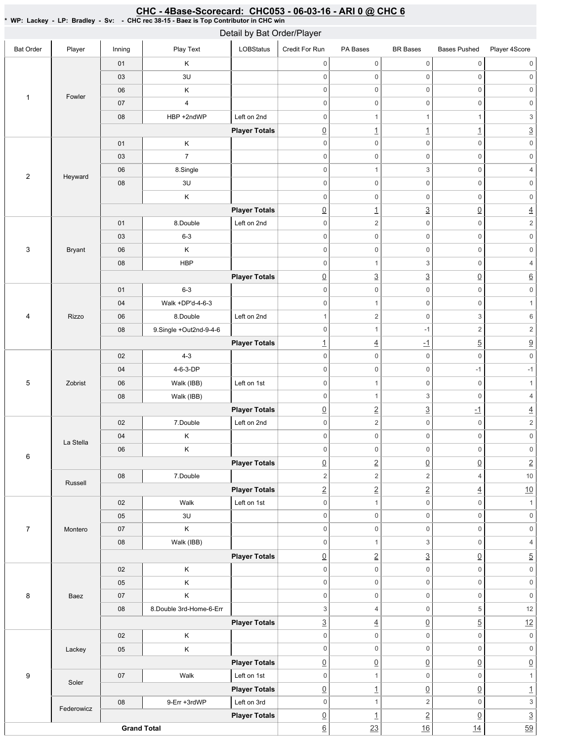## CHC - 4Base-Scorecard: CHC053 - 06-03-16 - ARI 0 @ CHC 6

**\* WP: Lackey - LP: Bradley - Sv: - CHC rec 38-15 - Baez is Top Contributor in CHC win**

### Detail by Bat Order/Player

| Bat Order | Player | Inning | Play Text | LOBStatus | Credit For Run | PA Bases | BR Bases | Bases Pushed | Player 4Score |
|---|---|---|---|---|---|---|---|---|---|
| 1 | Fowler | 01 | K | | 0 | 0 | 0 | 0 | 0 |
| | | 03 | 3U | | 0 | 0 | 0 | 0 | 0 |
| | | 06 | K | | 0 | 0 | 0 | 0 | 0 |
| | | 07 | 4 | | 0 | 0 | 0 | 0 | 0 |
| | | 08 | HBP +2ndWP | Left on 2nd | 0 | 1 | 1 | 1 | 3 |
| | | | | **Player Totals** | 0 | 1 | 1 | 1 | 3 |
| 2 | Heyward | 01 | K | | 0 | 0 | 0 | 0 | 0 |
| | | 03 | 7 | | 0 | 0 | 0 | 0 | 0 |
| | | 06 | 8.Single | | 0 | 1 | 3 | 0 | 4 |
| | | 08 | 3U | | 0 | 0 | 0 | 0 | 0 |
| | | | K | | 0 | 0 | 0 | 0 | 0 |
| | | | | **Player Totals** | 0 | 1 | 3 | 0 | 4 |
| 3 | Bryant | 01 | 8.Double | Left on 2nd | 0 | 2 | 0 | 0 | 2 |
| | | 03 | 6-3 | | 0 | 0 | 0 | 0 | 0 |
| | | 06 | K | | 0 | 0 | 0 | 0 | 0 |
| | | 08 | HBP | | 0 | 1 | 3 | 0 | 4 |
| | | | | **Player Totals** | 0 | 3 | 3 | 0 | 6 |
| 4 | Rizzo | 01 | 6-3 | | 0 | 0 | 0 | 0 | 0 |
| | | 04 | Walk +DP'd-4-6-3 | | 0 | 1 | 0 | 0 | 1 |
| | | 06 | 8.Double | Left on 2nd | 1 | 2 | 0 | 3 | 6 |
| | | 08 | 9.Single +Out2nd-9-4-6 | | 0 | 1 | -1 | 2 | 2 |
| | | | | **Player Totals** | 1 | 4 | -1 | 5 | 9 |
| 5 | Zobrist | 02 | 4-3 | | 0 | 0 | 0 | 0 | 0 |
| | | 04 | 4-6-3-DP | | 0 | 0 | 0 | -1 | -1 |
| | | 06 | Walk (IBB) | Left on 1st | 0 | 1 | 0 | 0 | 1 |
| | | 08 | Walk (IBB) | | 0 | 1 | 3 | 0 | 4 |
| | | | | **Player Totals** | 0 | 2 | 3 | -1 | 4 |
| 6 | La Stella | 02 | 7.Double | Left on 2nd | 0 | 2 | 0 | 0 | 2 |
| | | 04 | K | | 0 | 0 | 0 | 0 | 0 |
| | | 06 | K | | 0 | 0 | 0 | 0 | 0 |
| | | | | **Player Totals** | 0 | 2 | 0 | 0 | 2 |
| | Russell | 08 | 7.Double | | 2 | 2 | 2 | 4 | 10 |
| | | | | **Player Totals** | 2 | 2 | 2 | 4 | 10 |
| 7 | Montero | 02 | Walk | Left on 1st | 0 | 1 | 0 | 0 | 1 |
| | | 05 | 3U | | 0 | 0 | 0 | 0 | 0 |
| | | 07 | K | | 0 | 0 | 0 | 0 | 0 |
| | | 08 | Walk (IBB) | | 0 | 1 | 3 | 0 | 4 |
| | | | | **Player Totals** | 0 | 2 | 3 | 0 | 5 |
| 8 | Baez | 02 | K | | 0 | 0 | 0 | 0 | 0 |
| | | 05 | K | | 0 | 0 | 0 | 0 | 0 |
| | | 07 | K | | 0 | 0 | 0 | 0 | 0 |
| | | 08 | 8.Double 3rd-Home-6-Err | | 3 | 4 | 0 | 5 | 12 |
| | | | | **Player Totals** | 3 | 4 | 0 | 5 | 12 |
| 9 | Lackey | 02 | K | | 0 | 0 | 0 | 0 | 0 |
| | | 05 | K | | 0 | 0 | 0 | 0 | 0 |
| | | | | **Player Totals** | 0 | 0 | 0 | 0 | 0 |
| | Soler | 07 | Walk | Left on 1st | 0 | 1 | 0 | 0 | 1 |
| | | | | **Player Totals** | 0 | 1 | 0 | 0 | 1 |
| | Federowicz | 08 | 9-Err +3rdWP | Left on 3rd | 0 | 1 | 2 | 0 | 3 |
| | | | | **Player Totals** | 0 | 1 | 2 | 0 | 3 |
| **Grand Total** | | | | | 6 | 23 | 16 | 14 | 59 |